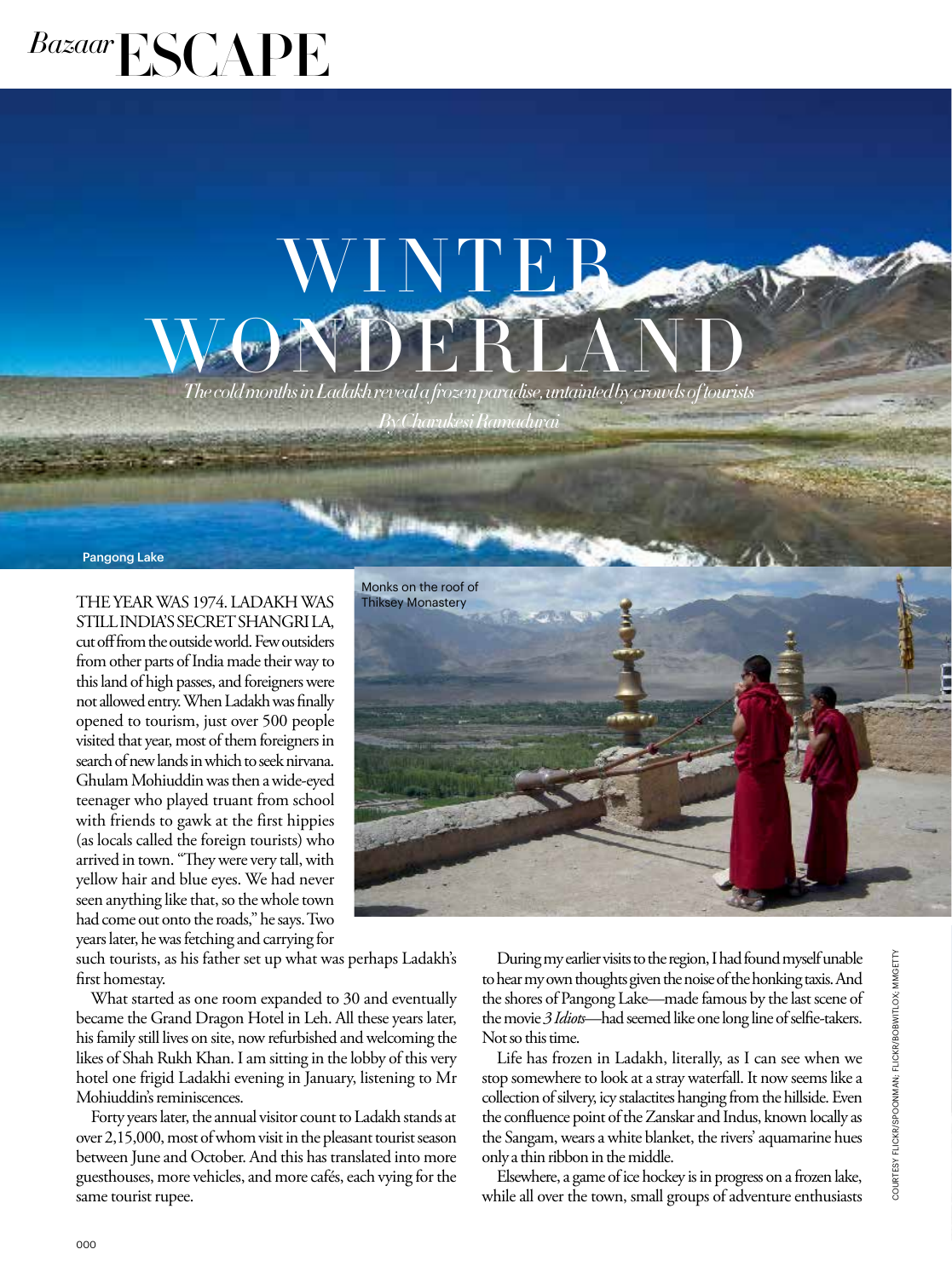*Bazaar* ESCAPE

# WINTER WONDERLAND

*The cold months in Ladakh reveal a frozen paradise, untainted by crowds of tourists*

*By Charukesi Ramadurai*

Pangong Lake

Monks on the roof of Thiksey Monastery

THE YEAR WAS 1974. LADAKH WAS STILL INDIA'S SECRET SHANGRI LA, cut off from the outside world. Few outsiders from other parts of India made their way to this land of high passes, and foreigners were not allowed entry. When Ladakh was finally opened to tourism, just over 500 people visited that year, most of them foreigners in search of new lands in which to seek nirvana. Ghulam Mohiuddin was then a wide-eyed teenager who played truant from school with friends to gawk at the first hippies (as locals called the foreign tourists) who arrived in town. "They were very tall, with yellow hair and blue eyes. We had never seen anything like that, so the whole town had come out onto the roads," he says. Two years later, he was fetching and carrying for such tourists, as his father set up what was perhaps Ladakh's first homestay.

What started as one room expanded to 30 and eventually became the Grand Dragon Hotel in Leh. All these years later, his family still lives on site, now refurbished and welcoming the likes of Shah Rukh Khan. I am sitting in the lobby of this very hotel one frigid Ladakhi evening in January, listening to Mr Mohiuddin's reminiscences.

Forty years later, the annual visitor count to Ladakh stands at over 2,15,000, most of whom visit in the pleasant tourist season between June and October. And this has translated into more guesthouses, more vehicles, and more cafés, each vying for the same tourist rupee.

During my earlier visits to the region, I had found myself unable to hear my own thoughts given the noise of the honking taxis. And the shores of Pangong Lake—made famous by the last scene of the movie *3 Idiots*—had seemed like one long line of selfie-takers. Not so this time.

Life has frozen in Ladakh, literally, as I can see when we stop somewhere to look at a stray waterfall. It now seems like a collection of silvery, icy stalactites hanging from the hillside. Even the confluence point of the Zanskar and Indus, known locally as the Sangam, wears a white blanket, the rivers' aquamarine hues only a thin ribbon in the middle.

Elsewhere, a game of ice hockey is in progress on a frozen lake, while all over the town, small groups of adventure enthusiasts

COURTESY FLICKR/SPOONMAN; FLICKR/BOBWITLOX; MMGETTY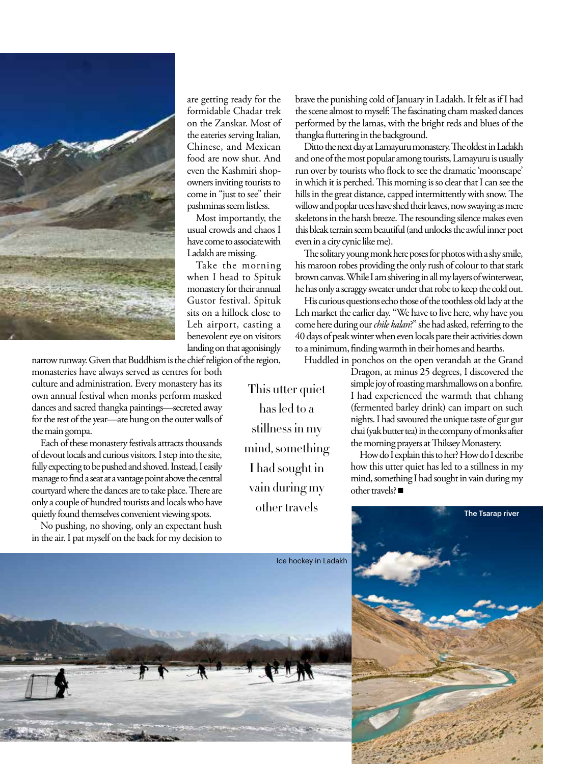are getting ready for the formidable Chadar trek on the Zanskar. Most of the eateries serving Italian, Chinese, and Mexican food are now shut. And even the Kashmiri shop-owners inviting tourists to come in "just to see" their pashminas seem listless.

Most importantly, the usual crowds and chaos I have come to associate with Ladakh are missing.

Take the morning when I head to Spituk monastery for their annual Gustor festival. Spituk sits on a hillock close to Leh airport, casting a benevolent eye on visitors landing on that agonisingly narrow runway. Given that Buddhism is the chief religion of the region, monasteries have always served as centres for both culture and administration. Every monastery has its own annual festival when monks perform masked dances and sacred thangka paintings—secreted away for the rest of the year—are hung on the outer walls of the main gompa.

Each of these monastery festivals attracts thousands of devout locals and curious visitors. I step into the site, fully expecting to be pushed and shoved. Instead, I easily manage to find a seat at a vantage point above the central courtyard where the dances are to take place. There are only a couple of hundred tourists and locals who have quietly found themselves convenient viewing spots.

No pushing, no shoving, only an expectant hush in the air. I pat myself on the back for my decision to brave the punishing cold of January in Ladakh. It felt as if I had the scene almost to myself: The fascinating cham masked dances performed by the lamas, with the bright reds and blues of the thangka fluttering in the background.

Ditto the next day at Lamayuru monastery. The oldest in Ladakh and one of the most popular among tourists, Lamayuru is usually run over by tourists who flock to see the dramatic 'moonscape' in which it is perched. This morning is so clear that I can see the hills in the great distance, capped intermittently with snow. The willow and poplar trees have shed their leaves, now swaying as mere skeletons in the harsh breeze. The resounding silence makes even this bleak terrain seem beautiful (and unlocks the awful inner poet even in a city cynic like me).

The solitary young monk here poses for photos with a shy smile, his maroon robes providing the only rush of colour to that stark brown canvas. While I am shivering in all my layers of winterwear, he has only a scraggy sweater under that robe to keep the cold out.

His curious questions echo those of the toothless old lady at the Leh market the earlier day. "We have to live here, why have you come here during our *chile kalan*?" she had asked, referring to the 40 days of peak winter when even locals pare their activities down to a minimum, finding warmth in their homes and hearths.

Huddled in ponchos on the open verandah at the Grand Dragon, at minus 25 degrees, I discovered the simple joy of roasting marshmallows on a bonfire. I had experienced the warmth that chhang (fermented barley drink) can impart on such nights. I had savoured the unique taste of gur gur chai (yak butter tea) in the company of monks after the morning prayers at Thiksey Monastery.

How do I explain this to her? How do I describe how this utter quiet has led to a stillness in my mind, something I had sought in vain during my other travels? ■

> This utter quiet has led to a stillness in my mind, something I had sought in vain during my other travels

Ice hockey in Ladakh

The Tsarap river